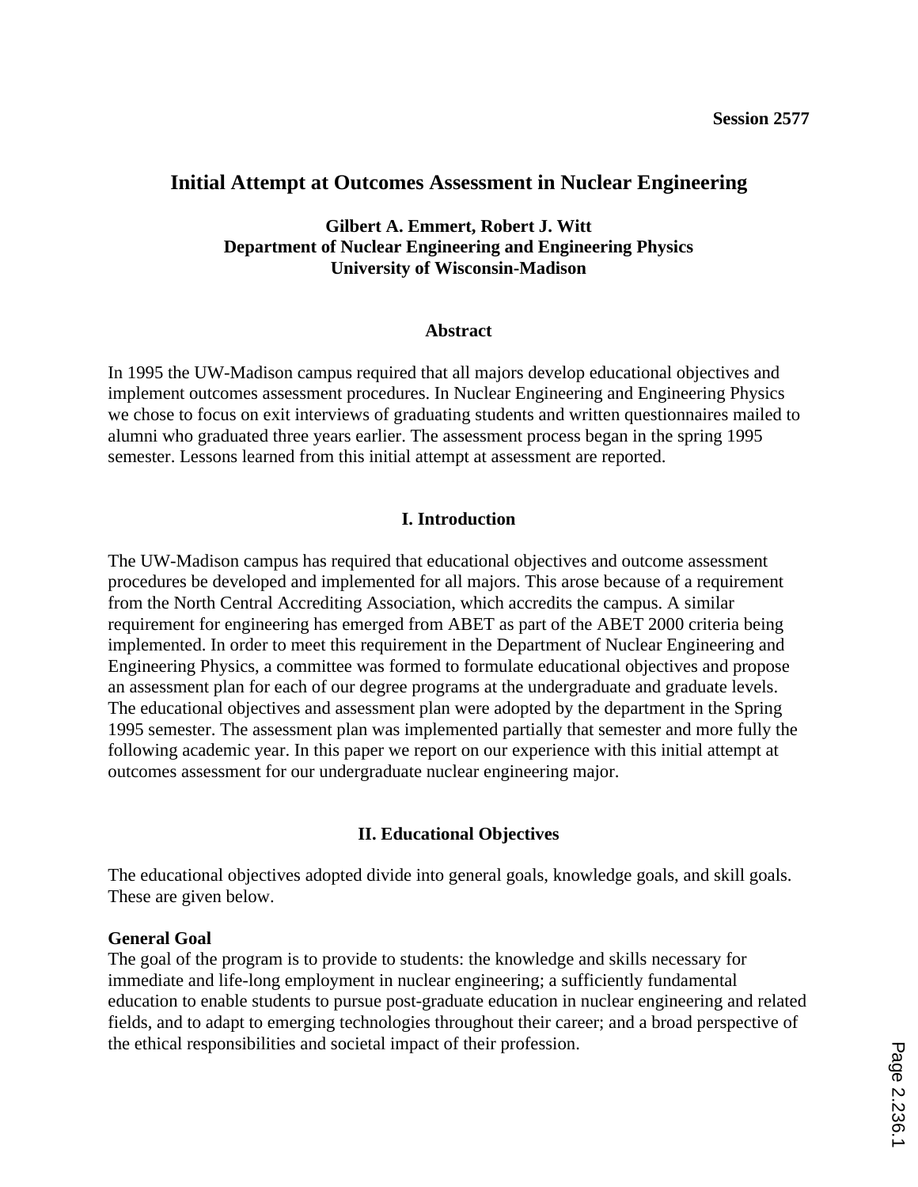Session 2577

# Initial Attempt at Outcomes Assessment in Nuclear Engineering

**Gilbert A. Emmert, Robert J. Witt**
**Department of Nuclear Engineering and Engineering Physics**
**University of Wisconsin-Madison**

## Abstract

In 1995 the UW-Madison campus required that all majors develop educational objectives and implement outcomes assessment procedures. In Nuclear Engineering and Engineering Physics we chose to focus on exit interviews of graduating students and written questionnaires mailed to alumni who graduated three years earlier. The assessment process began in the spring 1995 semester. Lessons learned from this initial attempt at assessment are reported.

## I. Introduction

The UW-Madison campus has required that educational objectives and outcome assessment procedures be developed and implemented for all majors. This arose because of a requirement from the North Central Accrediting Association, which accredits the campus. A similar requirement for engineering has emerged from ABET as part of the ABET 2000 criteria being implemented. In order to meet this requirement in the Department of Nuclear Engineering and Engineering Physics, a committee was formed to formulate educational objectives and propose an assessment plan for each of our degree programs at the undergraduate and graduate levels. The educational objectives and assessment plan were adopted by the department in the Spring 1995 semester. The assessment plan was implemented partially that semester and more fully the following academic year. In this paper we report on our experience with this initial attempt at outcomes assessment for our undergraduate nuclear engineering major.

## II. Educational Objectives

The educational objectives adopted divide into general goals, knowledge goals, and skill goals. These are given below.

### General Goal

The goal of the program is to provide to students: the knowledge and skills necessary for immediate and life-long employment in nuclear engineering; a sufficiently fundamental education to enable students to pursue post-graduate education in nuclear engineering and related fields, and to adapt to emerging technologies throughout their career; and a broad perspective of the ethical responsibilities and societal impact of their profession.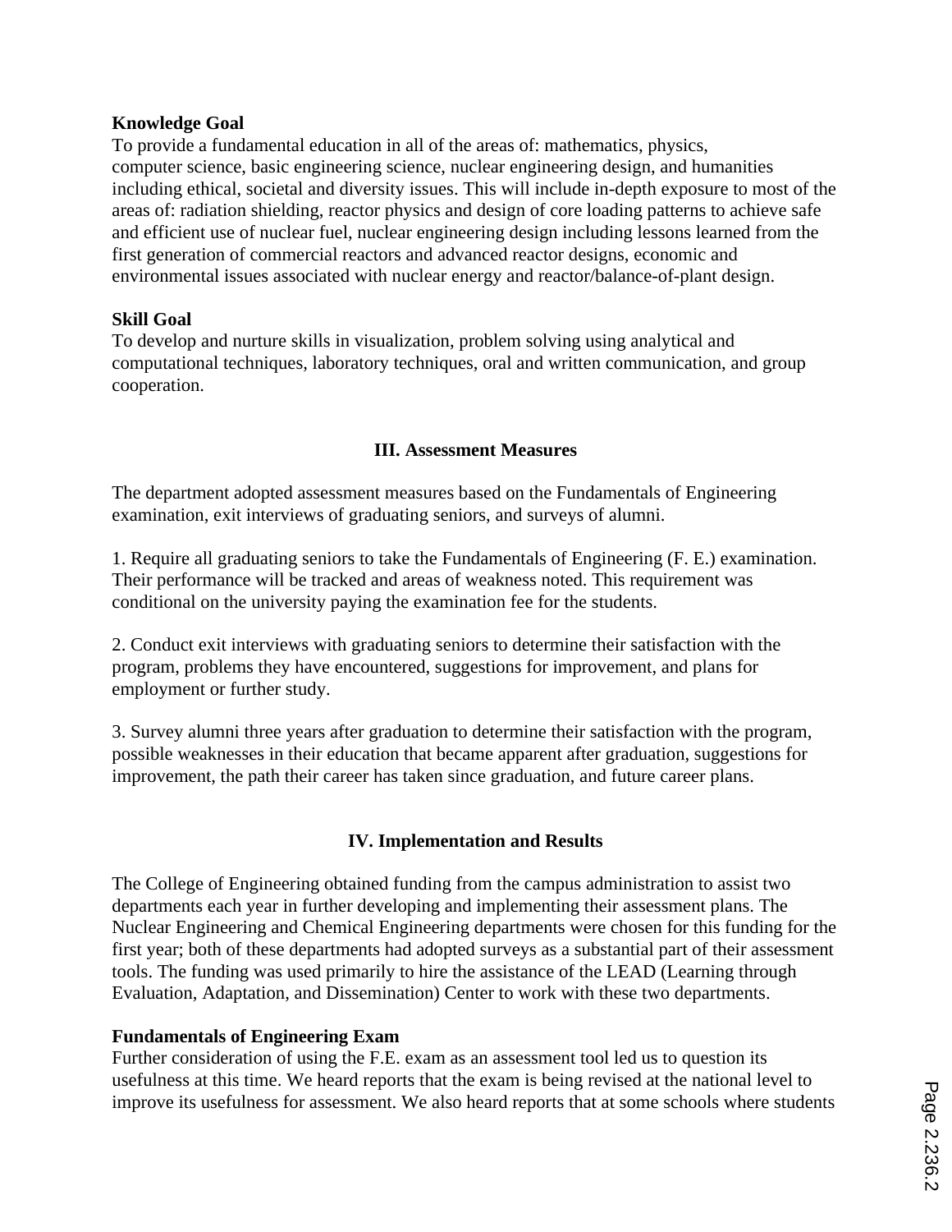**Knowledge Goal**

To provide a fundamental education in all of the areas of: mathematics, physics, computer science, basic engineering science, nuclear engineering design, and humanities including ethical, societal and diversity issues. This will include in-depth exposure to most of the areas of: radiation shielding, reactor physics and design of core loading patterns to achieve safe and efficient use of nuclear fuel, nuclear engineering design including lessons learned from the first generation of commercial reactors and advanced reactor designs, economic and environmental issues associated with nuclear energy and reactor/balance-of-plant design.

**Skill Goal**

To develop and nurture skills in visualization, problem solving using analytical and computational techniques, laboratory techniques, oral and written communication, and group cooperation.

## III. Assessment Measures

The department adopted assessment measures based on the Fundamentals of Engineering examination, exit interviews of graduating seniors, and surveys of alumni.

1. Require all graduating seniors to take the Fundamentals of Engineering (F. E.) examination. Their performance will be tracked and areas of weakness noted. This requirement was conditional on the university paying the examination fee for the students.

2. Conduct exit interviews with graduating seniors to determine their satisfaction with the program, problems they have encountered, suggestions for improvement, and plans for employment or further study.

3. Survey alumni three years after graduation to determine their satisfaction with the program, possible weaknesses in their education that became apparent after graduation, suggestions for improvement, the path their career has taken since graduation, and future career plans.

## IV. Implementation and Results

The College of Engineering obtained funding from the campus administration to assist two departments each year in further developing and implementing their assessment plans. The Nuclear Engineering and Chemical Engineering departments were chosen for this funding for the first year; both of these departments had adopted surveys as a substantial part of their assessment tools. The funding was used primarily to hire the assistance of the LEAD (Learning through Evaluation, Adaptation, and Dissemination) Center to work with these two departments.

**Fundamentals of Engineering Exam**

Further consideration of using the F.E. exam as an assessment tool led us to question its usefulness at this time. We heard reports that the exam is being revised at the national level to improve its usefulness for assessment. We also heard reports that at some schools where students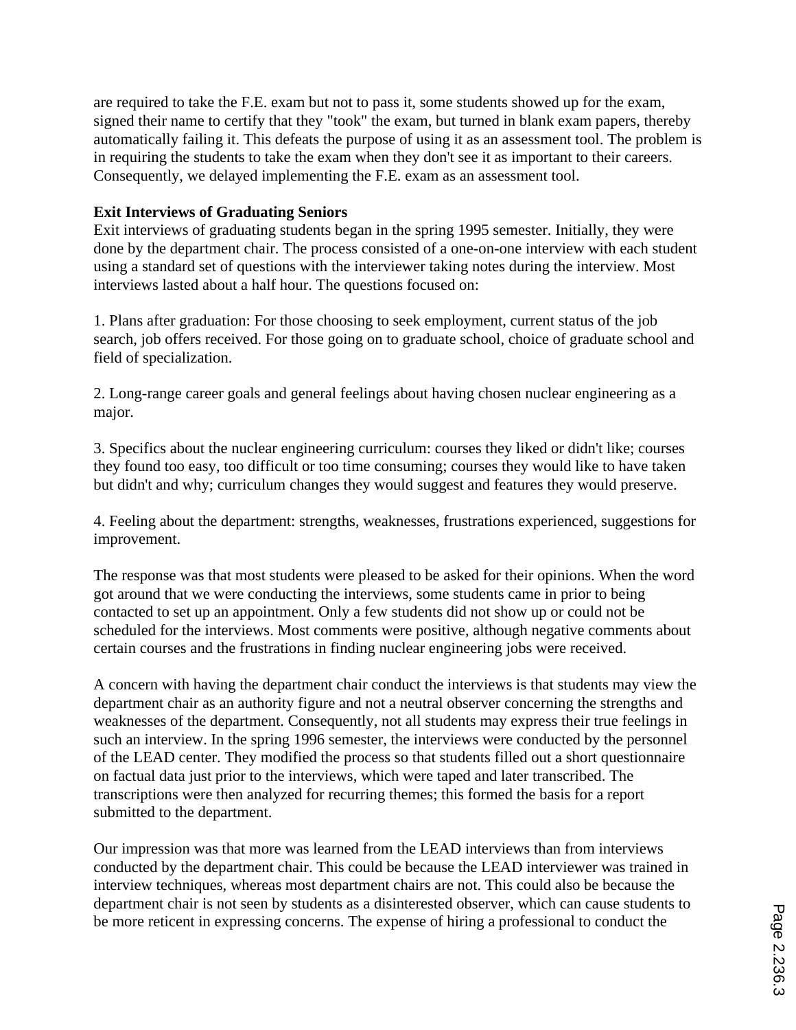are required to take the F.E. exam but not to pass it, some students showed up for the exam, signed their name to certify that they "took" the exam, but turned in blank exam papers, thereby automatically failing it. This defeats the purpose of using it as an assessment tool. The problem is in requiring the students to take the exam when they don't see it as important to their careers. Consequently, we delayed implementing the F.E. exam as an assessment tool.

**Exit Interviews of Graduating Seniors**

Exit interviews of graduating students began in the spring 1995 semester. Initially, they were done by the department chair. The process consisted of a one-on-one interview with each student using a standard set of questions with the interviewer taking notes during the interview. Most interviews lasted about a half hour. The questions focused on:

1. Plans after graduation: For those choosing to seek employment, current status of the job search, job offers received. For those going on to graduate school, choice of graduate school and field of specialization.

2. Long-range career goals and general feelings about having chosen nuclear engineering as a major.

3. Specifics about the nuclear engineering curriculum: courses they liked or didn't like; courses they found too easy, too difficult or too time consuming; courses they would like to have taken but didn't and why; curriculum changes they would suggest and features they would preserve.

4. Feeling about the department: strengths, weaknesses, frustrations experienced, suggestions for improvement.

The response was that most students were pleased to be asked for their opinions. When the word got around that we were conducting the interviews, some students came in prior to being contacted to set up an appointment. Only a few students did not show up or could not be scheduled for the interviews. Most comments were positive, although negative comments about certain courses and the frustrations in finding nuclear engineering jobs were received.

A concern with having the department chair conduct the interviews is that students may view the department chair as an authority figure and not a neutral observer concerning the strengths and weaknesses of the department. Consequently, not all students may express their true feelings in such an interview. In the spring 1996 semester, the interviews were conducted by the personnel of the LEAD center. They modified the process so that students filled out a short questionnaire on factual data just prior to the interviews, which were taped and later transcribed. The transcriptions were then analyzed for recurring themes; this formed the basis for a report submitted to the department.

Our impression was that more was learned from the LEAD interviews than from interviews conducted by the department chair. This could be because the LEAD interviewer was trained in interview techniques, whereas most department chairs are not. This could also be because the department chair is not seen by students as a disinterested observer, which can cause students to be more reticent in expressing concerns. The expense of hiring a professional to conduct the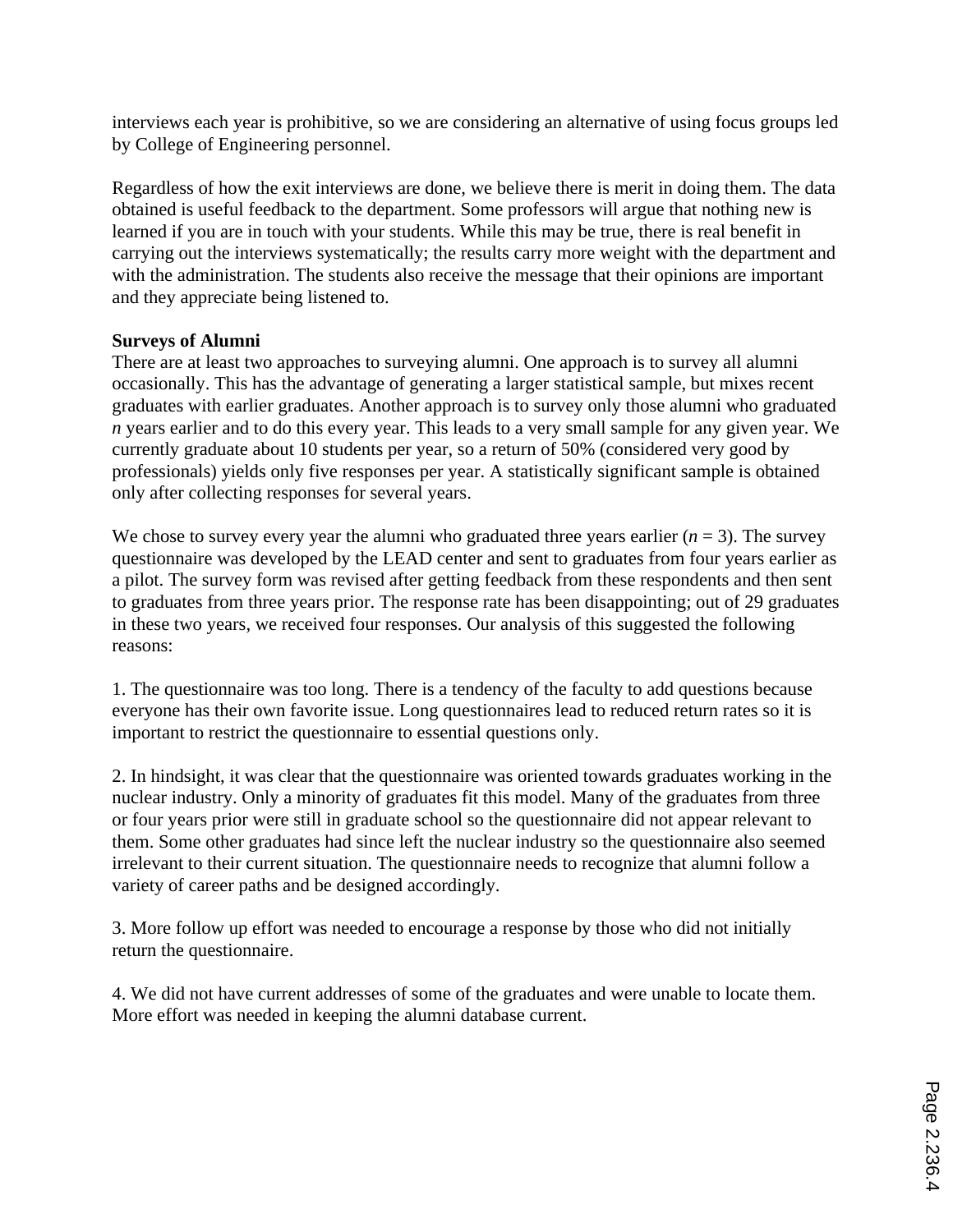interviews each year is prohibitive, so we are considering an alternative of using focus groups led by College of Engineering personnel.

Regardless of how the exit interviews are done, we believe there is merit in doing them. The data obtained is useful feedback to the department. Some professors will argue that nothing new is learned if you are in touch with your students. While this may be true, there is real benefit in carrying out the interviews systematically; the results carry more weight with the department and with the administration. The students also receive the message that their opinions are important and they appreciate being listened to.

**Surveys of Alumni**

There are at least two approaches to surveying alumni. One approach is to survey all alumni occasionally. This has the advantage of generating a larger statistical sample, but mixes recent graduates with earlier graduates. Another approach is to survey only those alumni who graduated $n$ years earlier and to do this every year. This leads to a very small sample for any given year. We currently graduate about 10 students per year, so a return of 50% (considered very good by professionals) yields only five responses per year. A statistically significant sample is obtained only after collecting responses for several years.

We chose to survey every year the alumni who graduated three years earlier ($n = 3$). The survey questionnaire was developed by the LEAD center and sent to graduates from four years earlier as a pilot. The survey form was revised after getting feedback from these respondents and then sent to graduates from three years prior. The response rate has been disappointing; out of 29 graduates in these two years, we received four responses. Our analysis of this suggested the following reasons:

1. The questionnaire was too long. There is a tendency of the faculty to add questions because everyone has their own favorite issue. Long questionnaires lead to reduced return rates so it is important to restrict the questionnaire to essential questions only.

2. In hindsight, it was clear that the questionnaire was oriented towards graduates working in the nuclear industry. Only a minority of graduates fit this model. Many of the graduates from three or four years prior were still in graduate school so the questionnaire did not appear relevant to them. Some other graduates had since left the nuclear industry so the questionnaire also seemed irrelevant to their current situation. The questionnaire needs to recognize that alumni follow a variety of career paths and be designed accordingly.

3. More follow up effort was needed to encourage a response by those who did not initially return the questionnaire.

4. We did not have current addresses of some of the graduates and were unable to locate them. More effort was needed in keeping the alumni database current.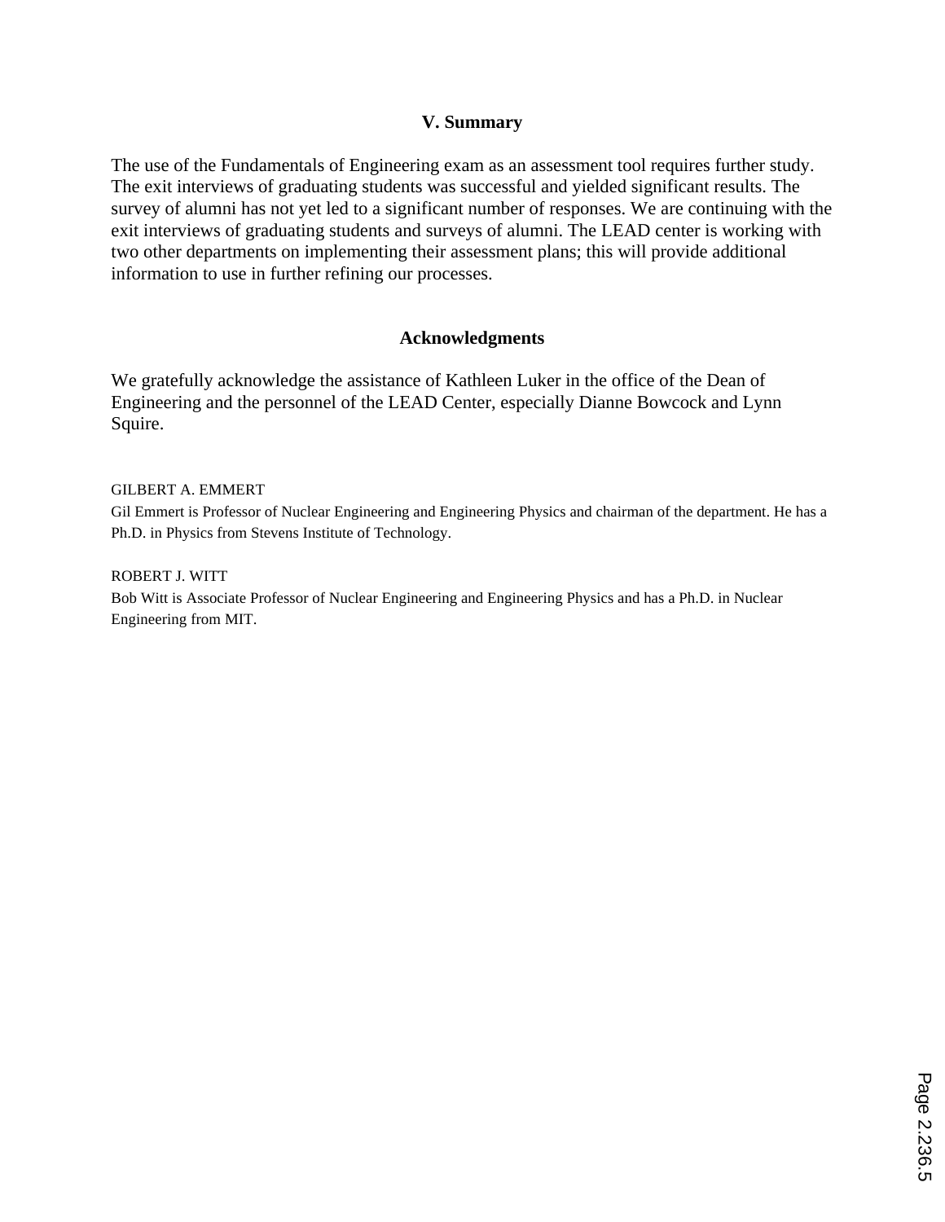## V. Summary

The use of the Fundamentals of Engineering exam as an assessment tool requires further study. The exit interviews of graduating students was successful and yielded significant results. The survey of alumni has not yet led to a significant number of responses. We are continuing with the exit interviews of graduating students and surveys of alumni. The LEAD center is working with two other departments on implementing their assessment plans; this will provide additional information to use in further refining our processes.

## Acknowledgments

We gratefully acknowledge the assistance of Kathleen Luker in the office of the Dean of Engineering and the personnel of the LEAD Center, especially Dianne Bowcock and Lynn Squire.

GILBERT A. EMMERT

Gil Emmert is Professor of Nuclear Engineering and Engineering Physics and chairman of the department. He has a Ph.D. in Physics from Stevens Institute of Technology.

ROBERT J. WITT

Bob Witt is Associate Professor of Nuclear Engineering and Engineering Physics and has a Ph.D. in Nuclear Engineering from MIT.